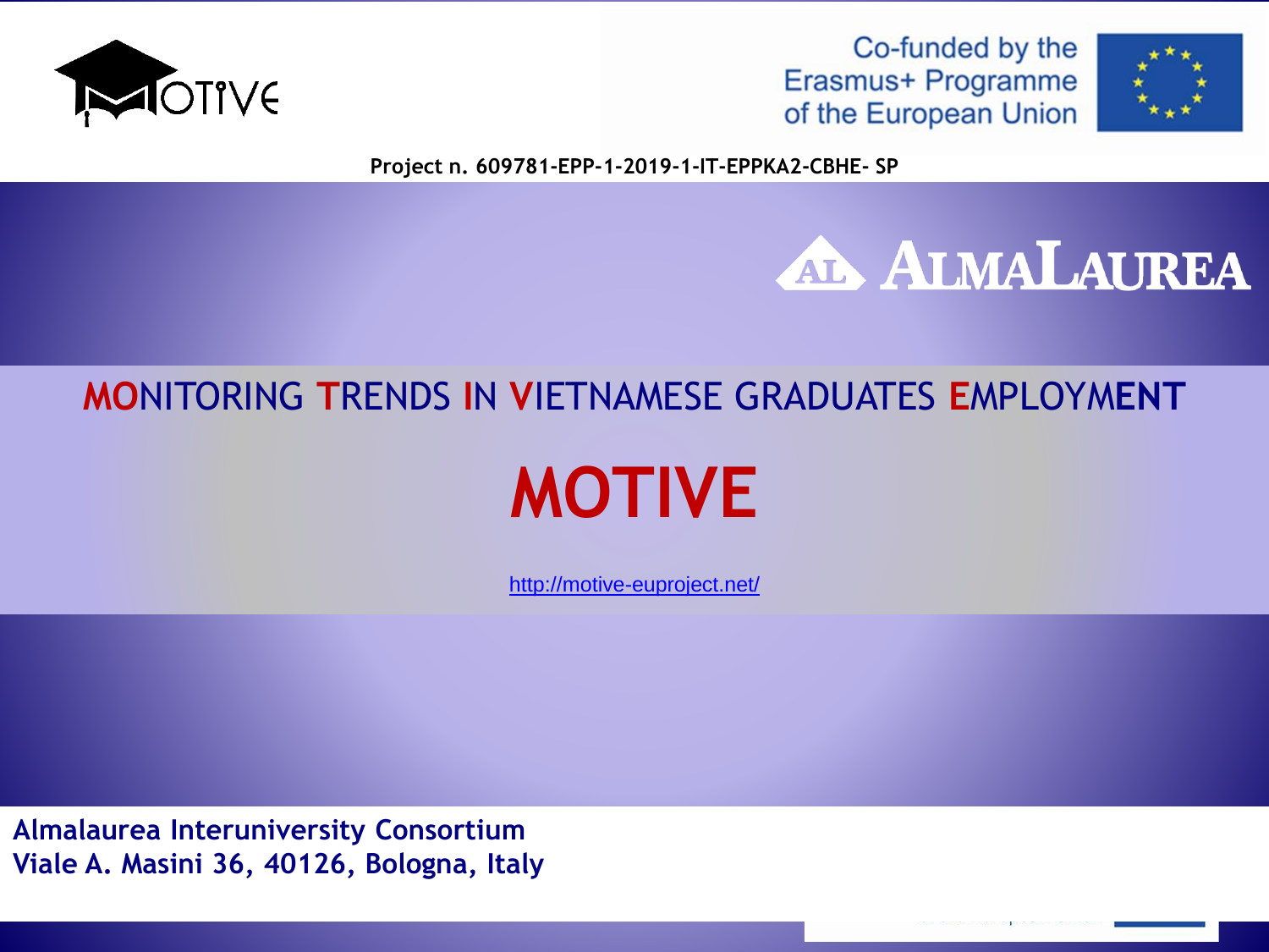Co-funded by the Erasmus+ Programme of the European Union

Project n. 609781-EPP-1-2019-1-IT-EPPKA2-CBHE- SP

ALMALAUREA

# MONITORING TRENDS IN VIETNAMESE GRADUATES EMPLOYMENT

# MOTIVE

http://motive-euproject.net/

**Almalaurea Interuniversity Consortium**
**Viale A. Masini 36, 40126, Bologna, Italy**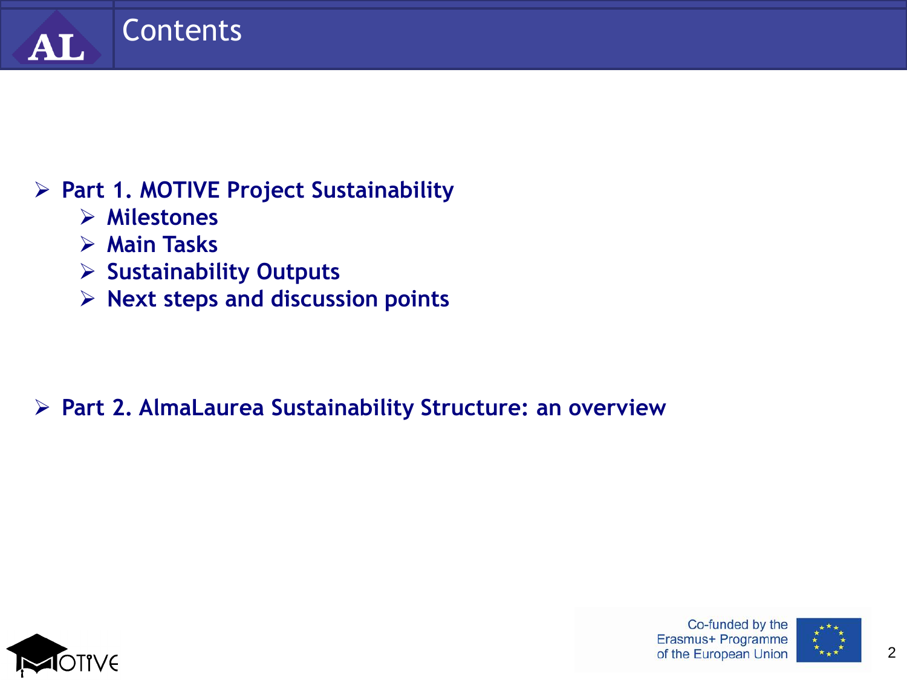# Contents

- **Part 1. MOTIVE Project Sustainability**
  - **Milestones**
  - **Main Tasks**
  - **Sustainability Outputs**
  - **Next steps and discussion points**

- **Part 2. AlmaLaurea Sustainability Structure: an overview**

Co-funded by the Erasmus+ Programme of the European Union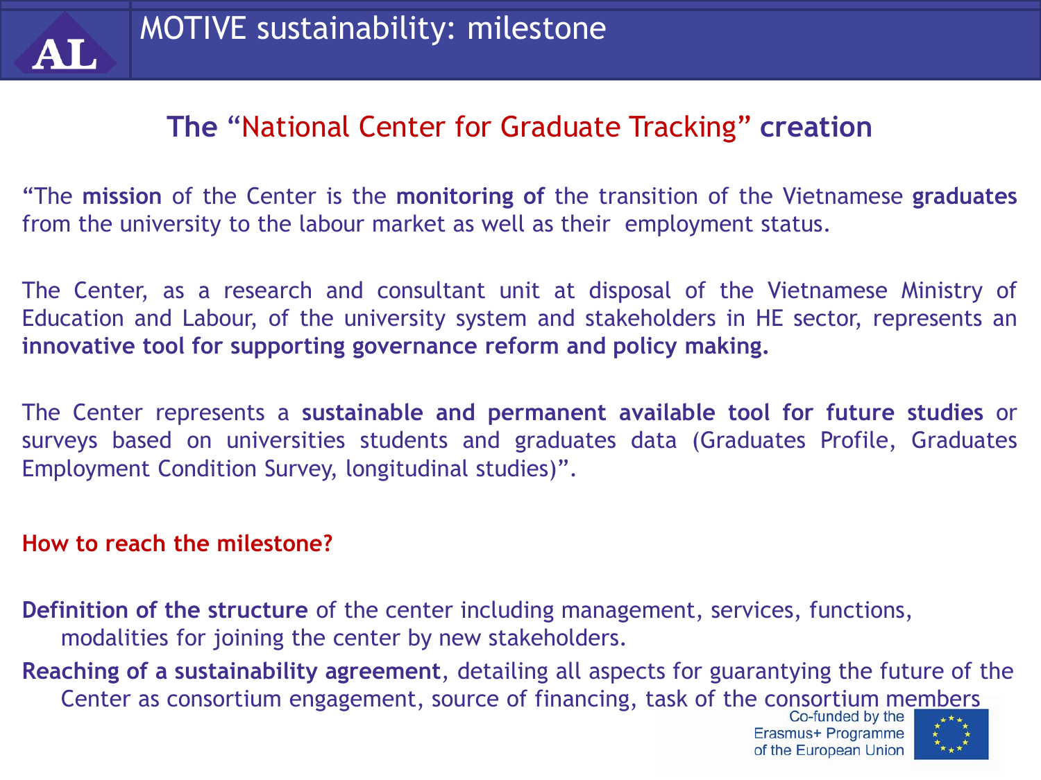# MOTIVE sustainability: milestone

## The "National Center for Graduate Tracking" creation

"The **mission** of the Center is the **monitoring of** the transition of the Vietnamese **graduates** from the university to the labour market as well as their employment status.

The Center, as a research and consultant unit at disposal of the Vietnamese Ministry of Education and Labour, of the university system and stakeholders in HE sector, represents an **innovative tool for supporting governance reform and policy making.**

The Center represents a **sustainable and permanent available tool for future studies** or surveys based on universities students and graduates data (Graduates Profile, Graduates Employment Condition Survey, longitudinal studies)".

**How to reach the milestone?**

**Definition of the structure** of the center including management, services, functions, modalities for joining the center by new stakeholders.

**Reaching of a sustainability agreement**, detailing all aspects for guarantying the future of the Center as consortium engagement, source of financing, task of the consortium members

Co-funded by the Erasmus+ Programme of the European Union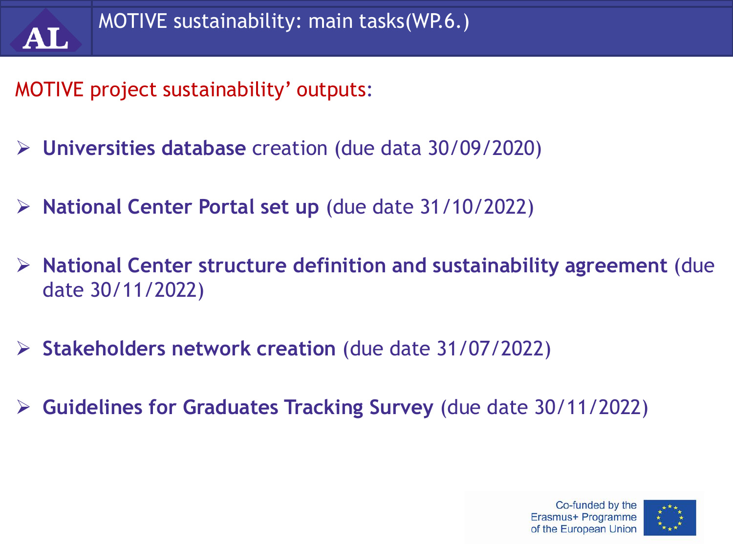# MOTIVE sustainability: main tasks(WP.6.)

MOTIVE project sustainability' outputs:

- **Universities database** creation (due data 30/09/2020)
- **National Center Portal set up** (due date 31/10/2022)
- **National Center structure definition and sustainability agreement** (due date 30/11/2022)
- **Stakeholders network creation** (due date 31/07/2022)
- **Guidelines for Graduates Tracking Survey** (due date 30/11/2022)

Co-funded by the Erasmus+ Programme of the European Union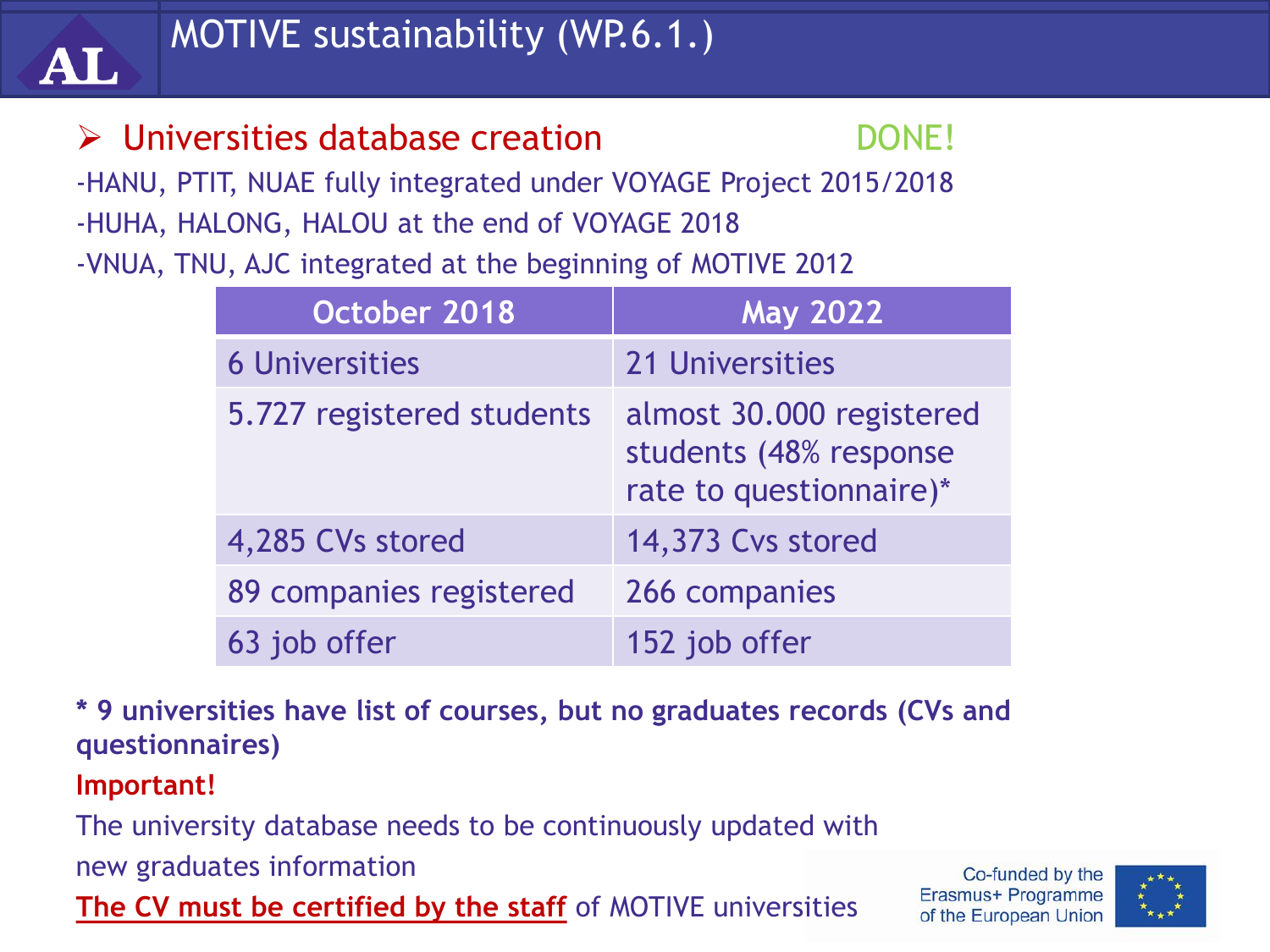# MOTIVE sustainability (WP.6.1.)

## ➢ Universities database creation — DONE!

-HANU, PTIT, NUAE fully integrated under VOYAGE Project 2015/2018

-HUHA, HALONG, HALOU at the end of VOYAGE 2018

-VNUA, TNU, AJC integrated at the beginning of MOTIVE 2012

| October 2018 | May 2022 |
| --- | --- |
| 6 Universities | 21 Universities |
| 5.727 registered students | almost 30.000 registered students (48% response rate to questionnaire)* |
| 4,285 CVs stored | 14,373 Cvs stored |
| 89 companies registered | 266 companies |
| 63 job offer | 152 job offer |

**\* 9 universities have list of courses, but no graduates records (CVs and questionnaires)**

**Important!**

The university database needs to be continuously updated with new graduates information

**The CV must be certified by the staff** of MOTIVE universities

Co-funded by the Erasmus+ Programme of the European Union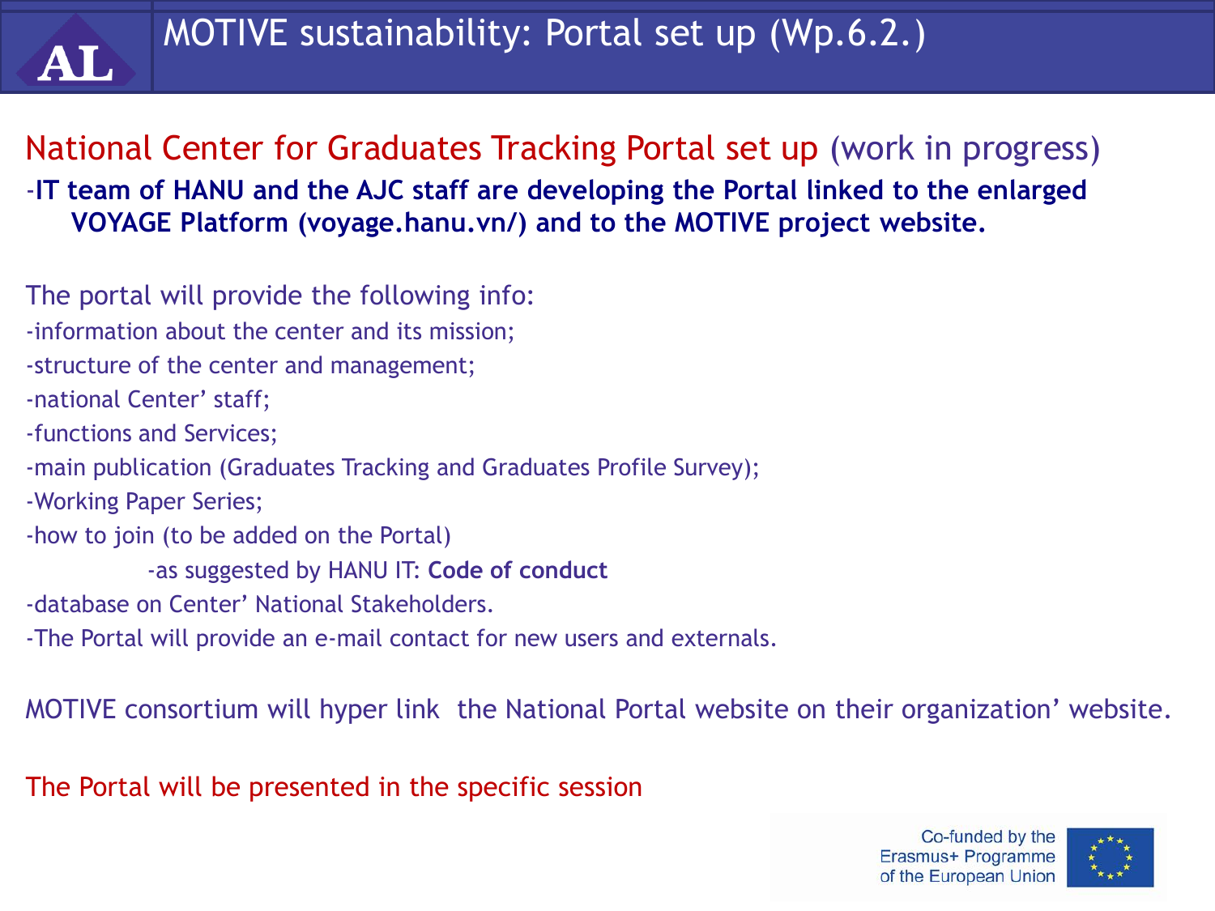# MOTIVE sustainability: Portal set up (Wp.6.2.)

## National Center for Graduates Tracking Portal set up (work in progress)

-**IT team of HANU and the AJC staff are developing the Portal linked to the enlarged VOYAGE Platform (voyage.hanu.vn/) and to the MOTIVE project website.**

The portal will provide the following info:

-information about the center and its mission;
-structure of the center and management;
-national Center' staff;
-functions and Services;
-main publication (Graduates Tracking and Graduates Profile Survey);
-Working Paper Series;
-how to join (to be added on the Portal)
    -as suggested by HANU IT: **Code of conduct**
-database on Center' National Stakeholders.
-The Portal will provide an e-mail contact for new users and externals.

MOTIVE consortium will hyper link the National Portal website on their organization' website.

The Portal will be presented in the specific session

Co-funded by the Erasmus+ Programme of the European Union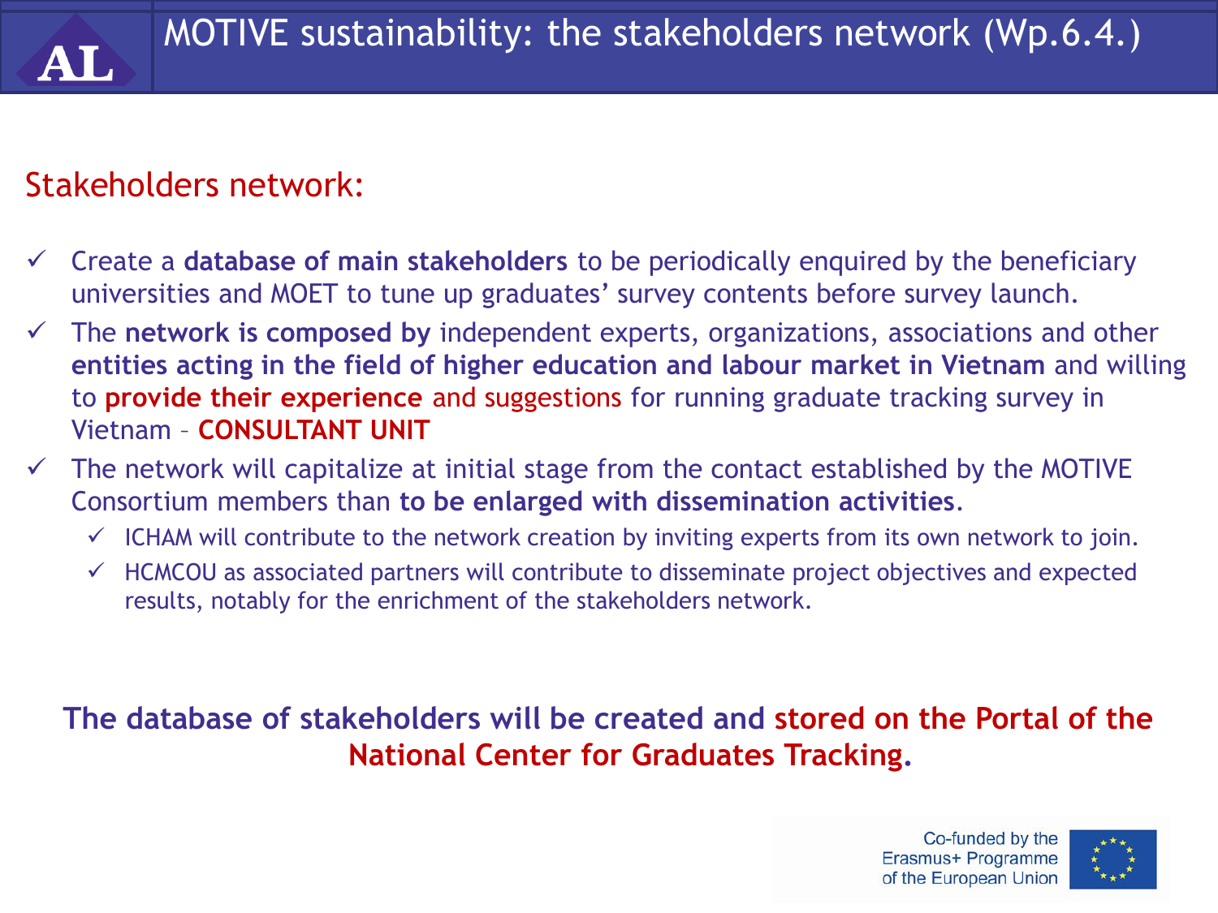# MOTIVE sustainability: the stakeholders network (Wp.6.4.)

## Stakeholders network:

- ✓ Create a **database of main stakeholders** to be periodically enquired by the beneficiary universities and MOET to tune up graduates' survey contents before survey launch.
- ✓ The **network is composed by** independent experts, organizations, associations and other **entities acting in the field of higher education and labour market in Vietnam** and willing to **provide their experience** and suggestions for running graduate tracking survey in Vietnam – **CONSULTANT UNIT**
- ✓ The network will capitalize at initial stage from the contact established by the MOTIVE Consortium members than **to be enlarged with dissemination activities**.
  - ✓ ICHAM will contribute to the network creation by inviting experts from its own network to join.
  - ✓ HCMCOU as associated partners will contribute to disseminate project objectives and expected results, notably for the enrichment of the stakeholders network.

**The database of stakeholders will be created and stored on the Portal of the National Center for Graduates Tracking.**

Co-funded by the Erasmus+ Programme of the European Union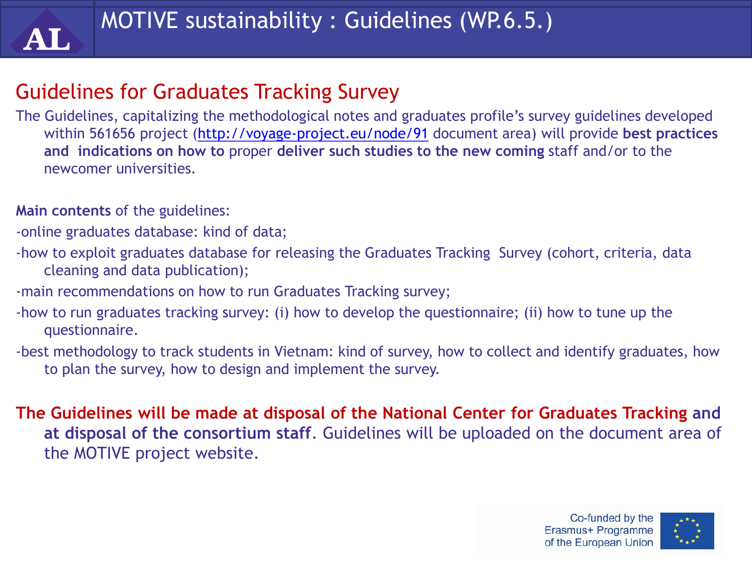# MOTIVE sustainability : Guidelines (WP.6.5.)

## Guidelines for Graduates Tracking Survey

The Guidelines, capitalizing the methodological notes and graduates profile's survey guidelines developed within 561656 project (http://voyage-project.eu/node/91 document area) will provide **best practices and indications on how to** proper **deliver such studies to the new coming** staff and/or to the newcomer universities.

**Main contents** of the guidelines:

- online graduates database: kind of data;
- how to exploit graduates database for releasing the Graduates Tracking Survey (cohort, criteria, data cleaning and data publication);
- main recommendations on how to run Graduates Tracking survey;
- how to run graduates tracking survey: (i) how to develop the questionnaire; (ii) how to tune up the questionnaire.
- best methodology to track students in Vietnam: kind of survey, how to collect and identify graduates, how to plan the survey, how to design and implement the survey.

**The Guidelines will be made at disposal of the National Center for Graduates Tracking and at disposal of the consortium staff**. Guidelines will be uploaded on the document area of the MOTIVE project website.

Co-funded by the Erasmus+ Programme of the European Union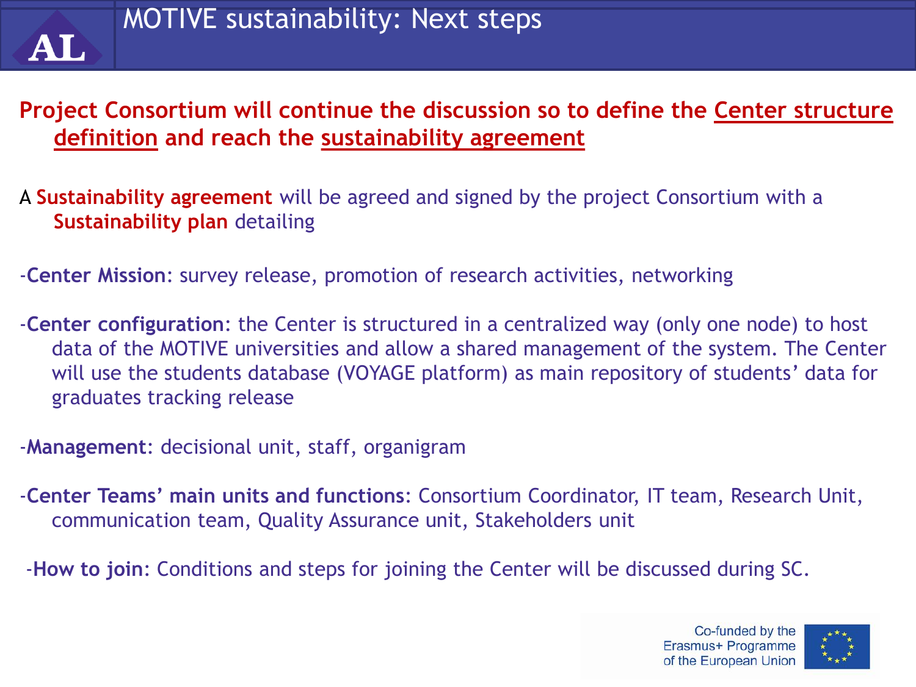# MOTIVE sustainability: Next steps

**Project Consortium will continue the discussion so to define the Center structure definition and reach the sustainability agreement**

A **Sustainability agreement** will be agreed and signed by the project Consortium with a **Sustainability plan** detailing

-**Center Mission**: survey release, promotion of research activities, networking

-**Center configuration**: the Center is structured in a centralized way (only one node) to host data of the MOTIVE universities and allow a shared management of the system. The Center will use the students database (VOYAGE platform) as main repository of students' data for graduates tracking release

-**Management**: decisional unit, staff, organigram

-**Center Teams' main units and functions**: Consortium Coordinator, IT team, Research Unit, communication team, Quality Assurance unit, Stakeholders unit

-**How to join**: Conditions and steps for joining the Center will be discussed during SC.

Co-funded by the Erasmus+ Programme of the European Union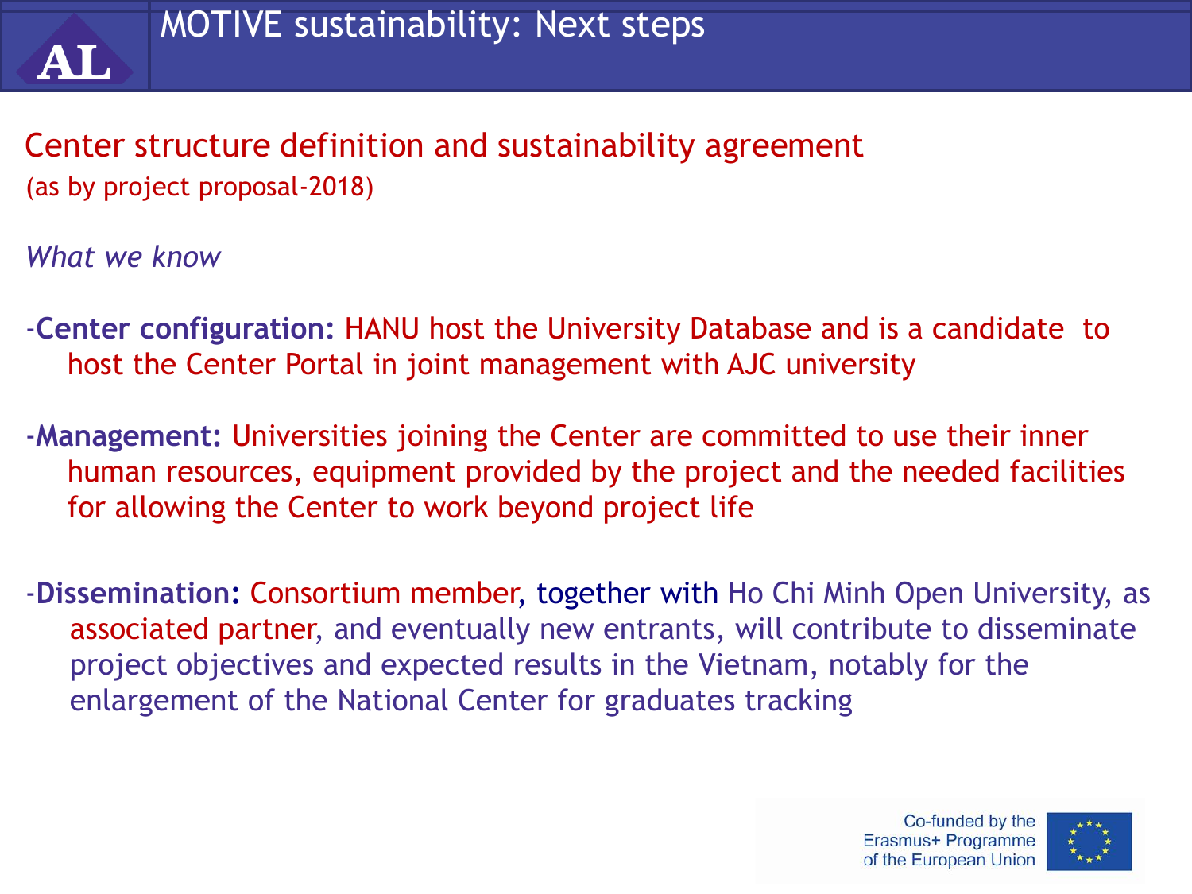# MOTIVE sustainability: Next steps

## Center structure definition and sustainability agreement

(as by project proposal-2018)

*What we know*

- **Center configuration:** HANU host the University Database and is a candidate to host the Center Portal in joint management with AJC university

- **Management:** Universities joining the Center are committed to use their inner human resources, equipment provided by the project and the needed facilities for allowing the Center to work beyond project life

- **Dissemination:** Consortium member, together with Ho Chi Minh Open University, as associated partner, and eventually new entrants, will contribute to disseminate project objectives and expected results in the Vietnam, notably for the enlargement of the National Center for graduates tracking

Co-funded by the Erasmus+ Programme of the European Union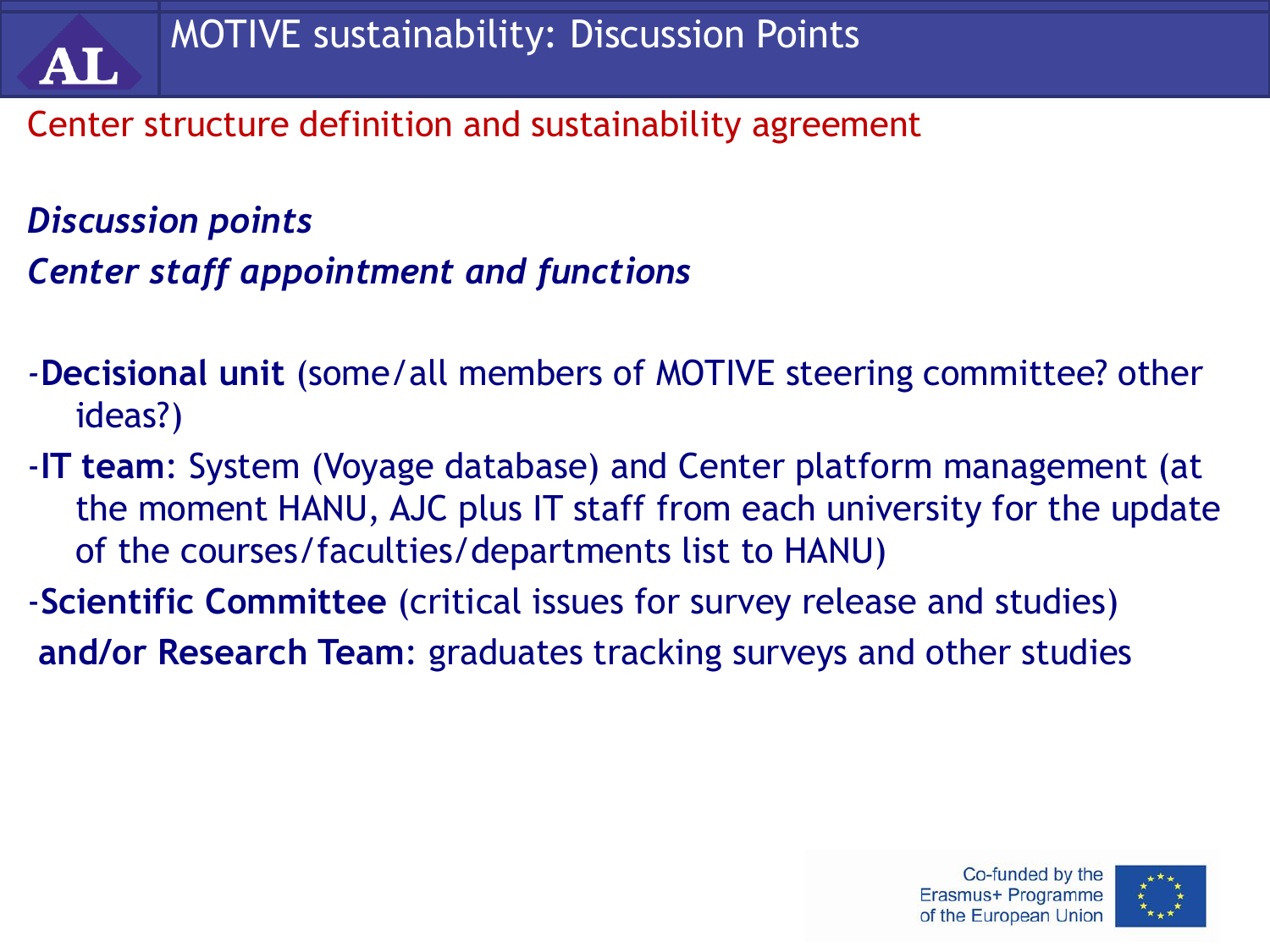# MOTIVE sustainability: Discussion Points

## Center structure definition and sustainability agreement

***Discussion points***

***Center staff appointment and functions***

- **Decisional unit** (some/all members of MOTIVE steering committee? other ideas?)
- **IT team**: System (Voyage database) and Center platform management (at the moment HANU, AJC plus IT staff from each university for the update of the courses/faculties/departments list to HANU)
- **Scientific Committee** (critical issues for survey release and studies) **and/or Research Team**: graduates tracking surveys and other studies

Co-funded by the Erasmus+ Programme of the European Union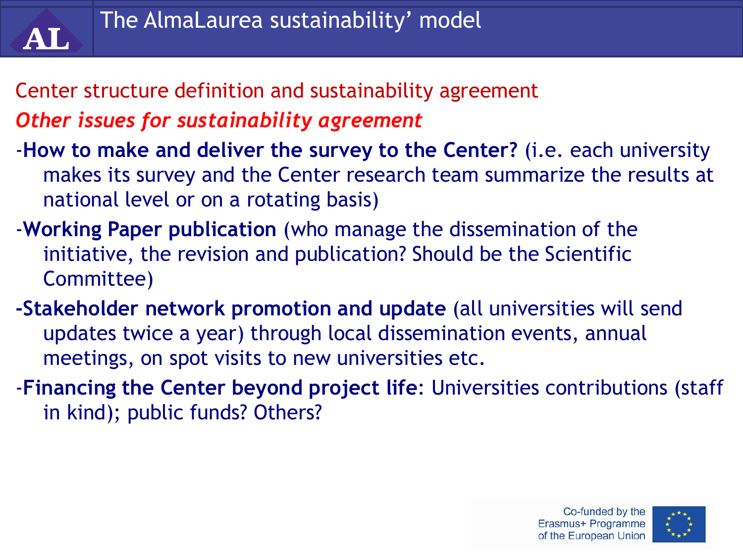# The AlmaLaurea sustainability' model

## Center structure definition and sustainability agreement

### *Other issues for sustainability agreement*

- **How to make and deliver the survey to the Center?** (i.e. each university makes its survey and the Center research team summarize the results at national level or on a rotating basis)
- **Working Paper publication** (who manage the dissemination of the initiative, the revision and publication? Should be the Scientific Committee)
- **Stakeholder network promotion and update** (all universities will send updates twice a year) through local dissemination events, annual meetings, on spot visits to new universities etc.
- **Financing the Center beyond project life**: Universities contributions (staff in kind); public funds? Others?

Co-funded by the Erasmus+ Programme of the European Union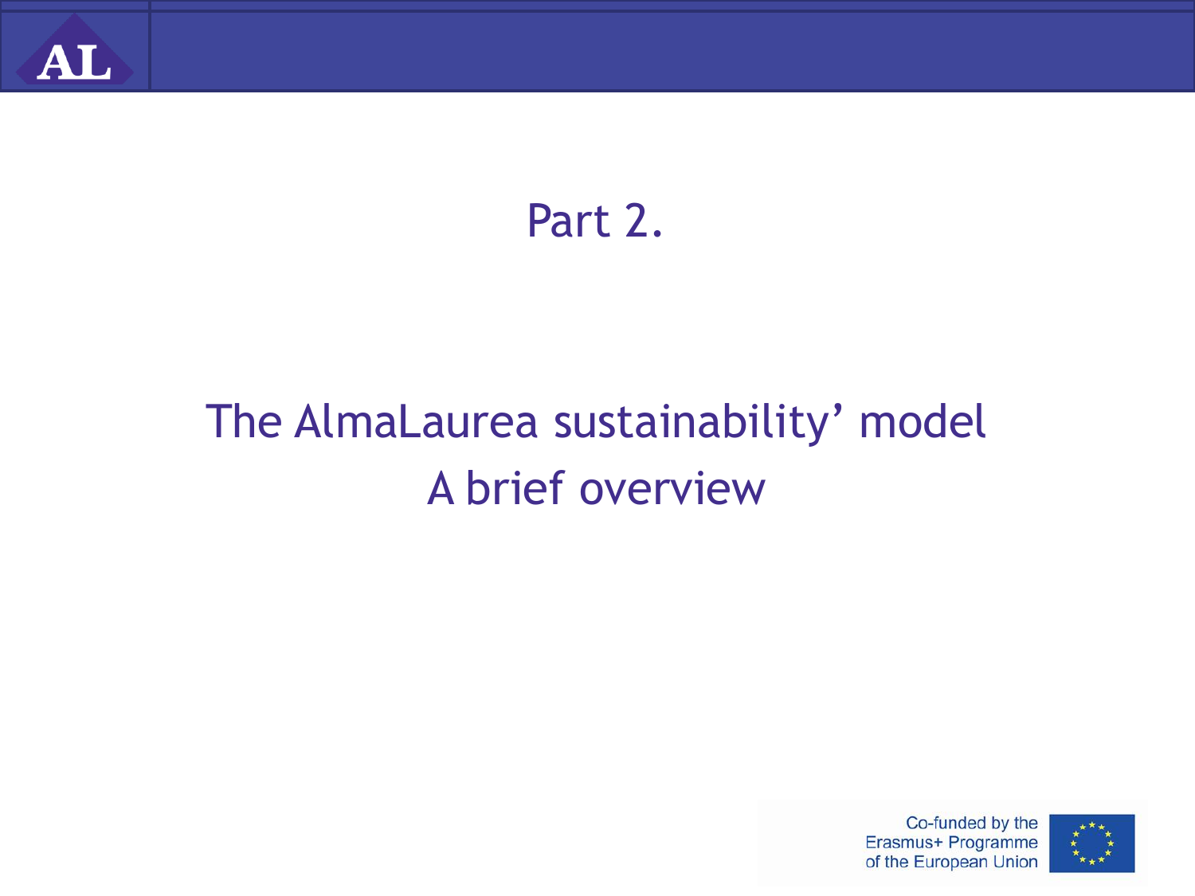# Part 2.

## The AlmaLaurea sustainability’ model
## A brief overview

Co-funded by the Erasmus+ Programme of the European Union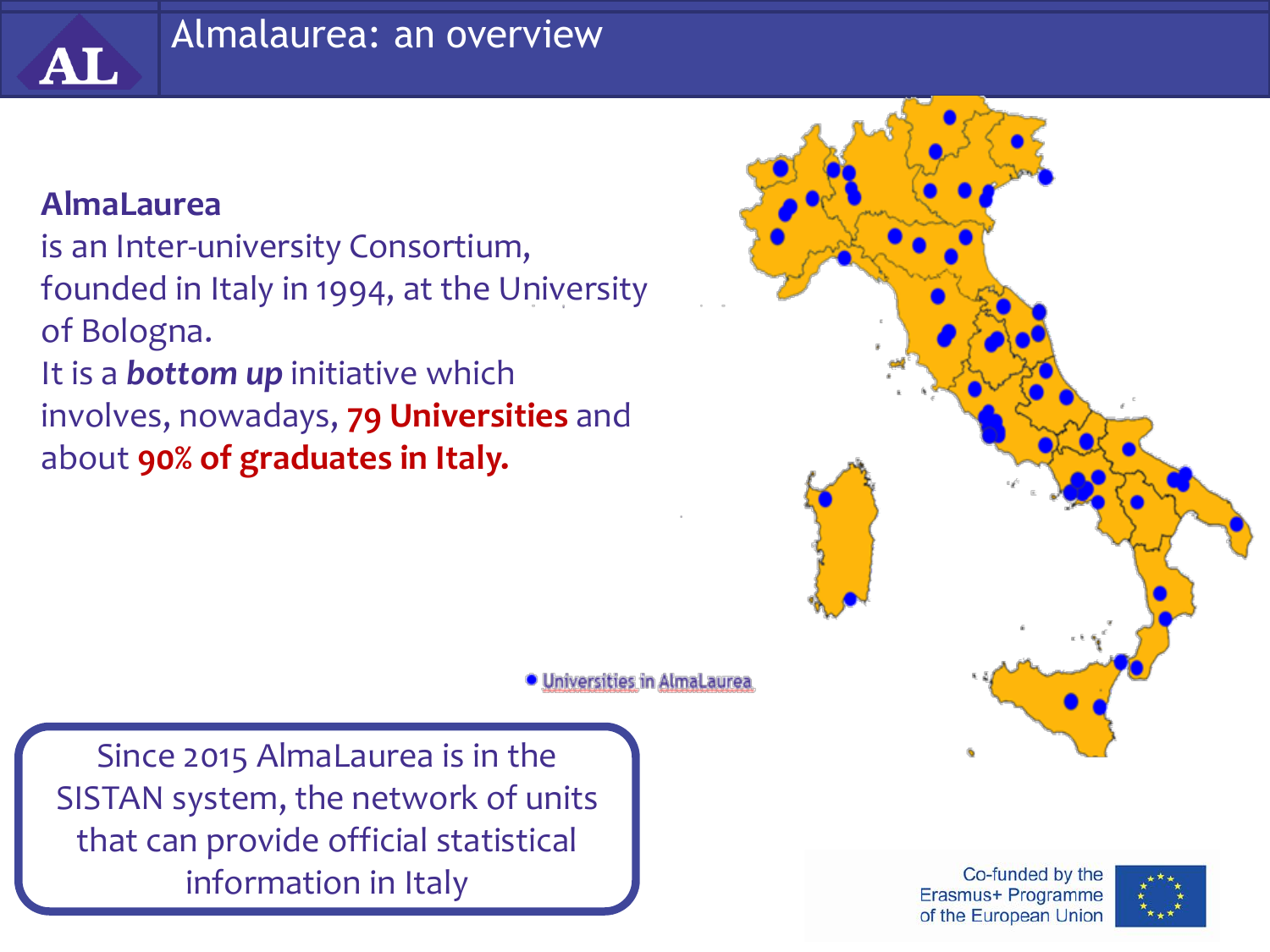# Almalaurea: an overview

**AlmaLaurea**
is an Inter-university Consortium, founded in Italy in 1994, at the University of Bologna.
It is a ***bottom up*** initiative which involves, nowadays, **79 Universities** and about **90% of graduates in Italy.**

● Universities in AlmaLaurea

Since 2015 AlmaLaurea is in the SISTAN system, the network of units that can provide official statistical information in Italy

Co-funded by the Erasmus+ Programme of the European Union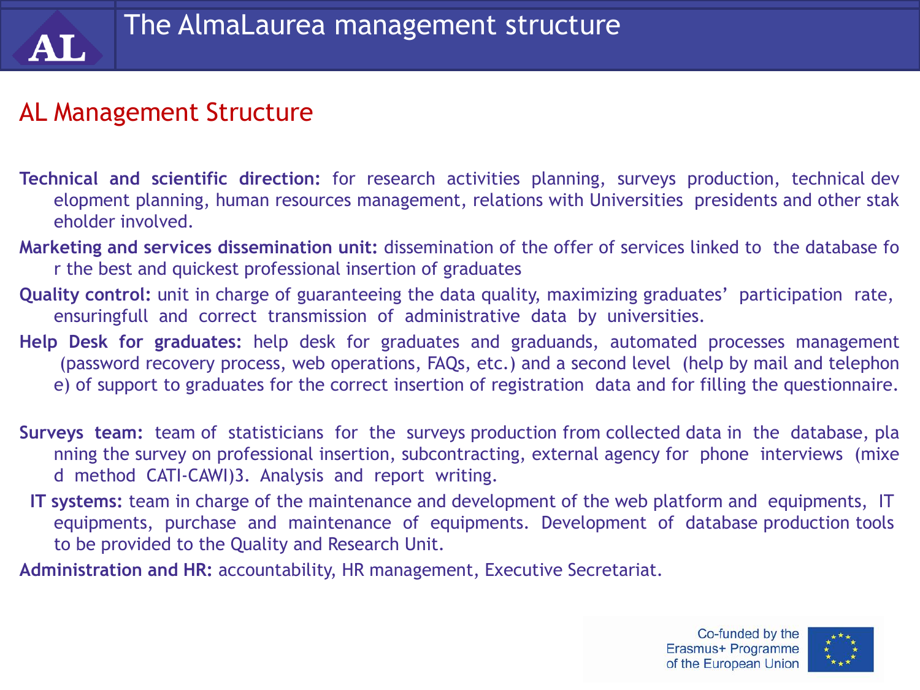# The AlmaLaurea management structure

## AL Management Structure

**Technical and scientific direction:** for research activities planning, surveys production, technical development planning, human resources management, relations with Universities presidents and other stakeholder involved.

**Marketing and services dissemination unit:** dissemination of the offer of services linked to the database for the best and quickest professional insertion of graduates

**Quality control:** unit in charge of guaranteeing the data quality, maximizing graduates' participation rate, ensuringfull and correct transmission of administrative data by universities.

**Help Desk for graduates:** help desk for graduates and graduands, automated processes management (password recovery process, web operations, FAQs, etc.) and a second level (help by mail and telephone) of support to graduates for the correct insertion of registration data and for filling the questionnaire.

**Surveys team:** team of statisticians for the surveys production from collected data in the database, planning the survey on professional insertion, subcontracting, external agency for phone interviews (mixed method CATI-CAWI)3. Analysis and report writing.

**IT systems:** team in charge of the maintenance and development of the web platform and equipments, IT equipments, purchase and maintenance of equipments. Development of database production tools to be provided to the Quality and Research Unit.

**Administration and HR:** accountability, HR management, Executive Secretariat.

Co-funded by the Erasmus+ Programme of the European Union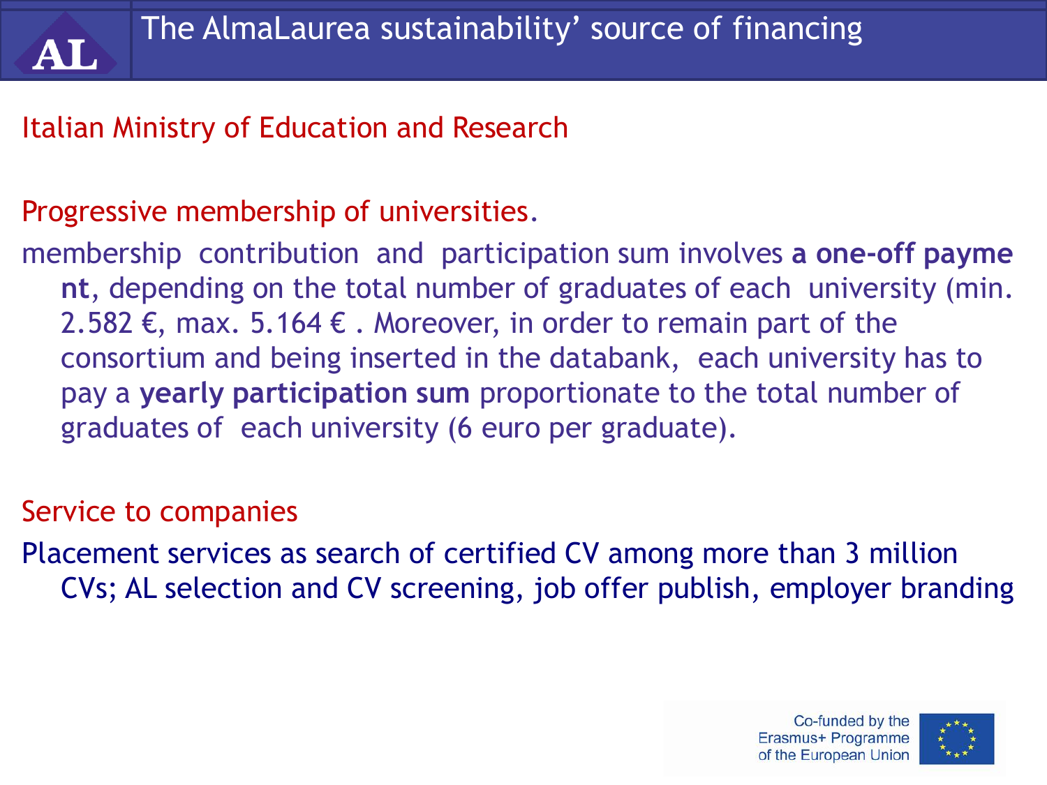# The AlmaLaurea sustainability' source of financing

Italian Ministry of Education and Research

Progressive membership of universities.

membership contribution and participation sum involves **a one-off payment**, depending on the total number of graduates of each university (min. 2.582 €, max. 5.164 € . Moreover, in order to remain part of the consortium and being inserted in the databank, each university has to pay a **yearly participation sum** proportionate to the total number of graduates of each university (6 euro per graduate).

Service to companies

Placement services as search of certified CV among more than 3 million CVs; AL selection and CV screening, job offer publish, employer branding

Co-funded by the Erasmus+ Programme of the European Union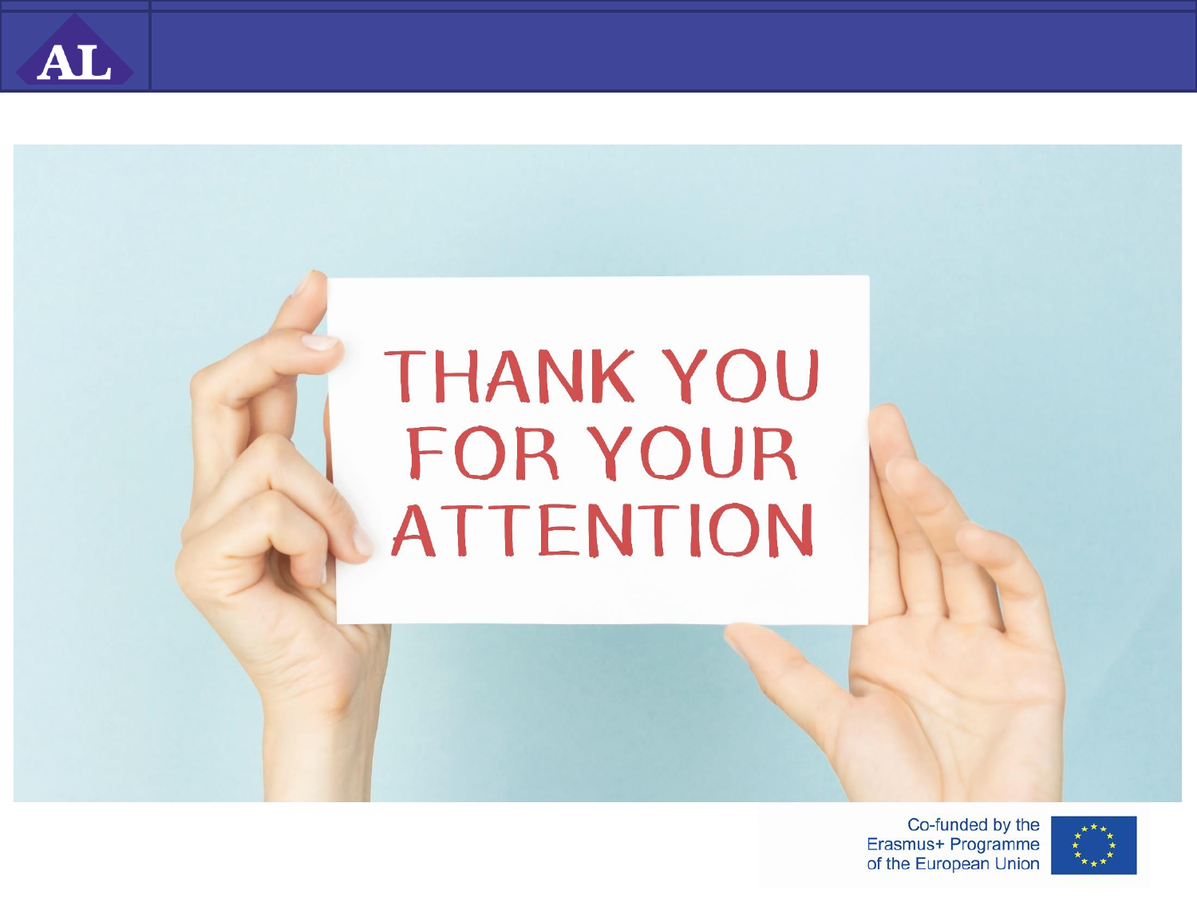THANK YOU FOR YOUR ATTENTION

Co-funded by the Erasmus+ Programme of the European Union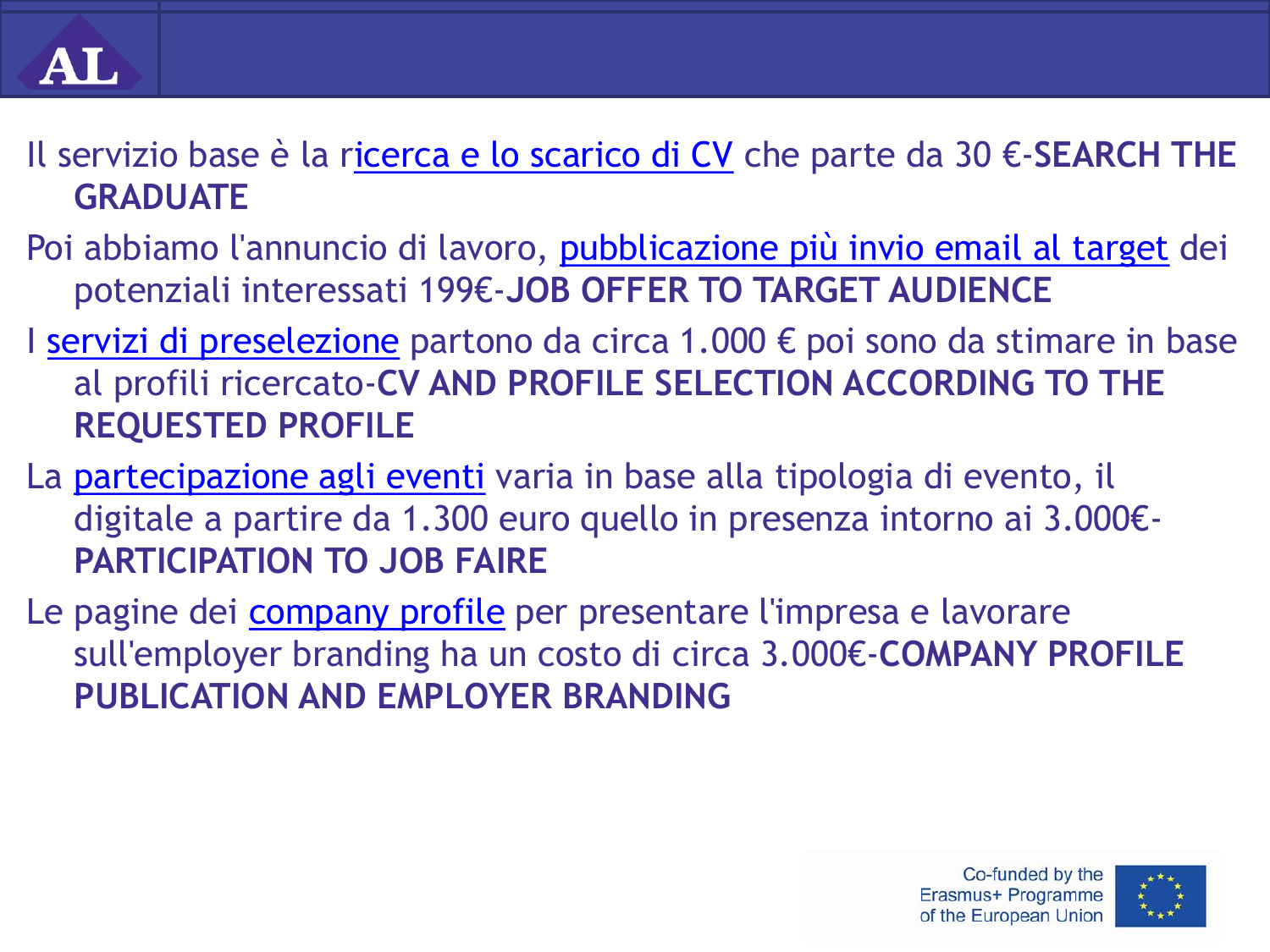Il servizio base è la ricerca e lo scarico di CV che parte da 30 €-**SEARCH THE GRADUATE**

Poi abbiamo l'annuncio di lavoro, pubblicazione più invio email al target dei potenziali interessati 199€-**JOB OFFER TO TARGET AUDIENCE**

I servizi di preselezione partono da circa 1.000 € poi sono da stimare in base al profili ricercato-**CV AND PROFILE SELECTION ACCORDING TO THE REQUESTED PROFILE**

La partecipazione agli eventi varia in base alla tipologia di evento, il digitale a partire da 1.300 euro quello in presenza intorno ai 3.000€-**PARTICIPATION TO JOB FAIRE**

Le pagine dei company profile per presentare l'impresa e lavorare sull'employer branding ha un costo di circa 3.000€-**COMPANY PROFILE PUBLICATION AND EMPLOYER BRANDING**

Co-funded by the Erasmus+ Programme of the European Union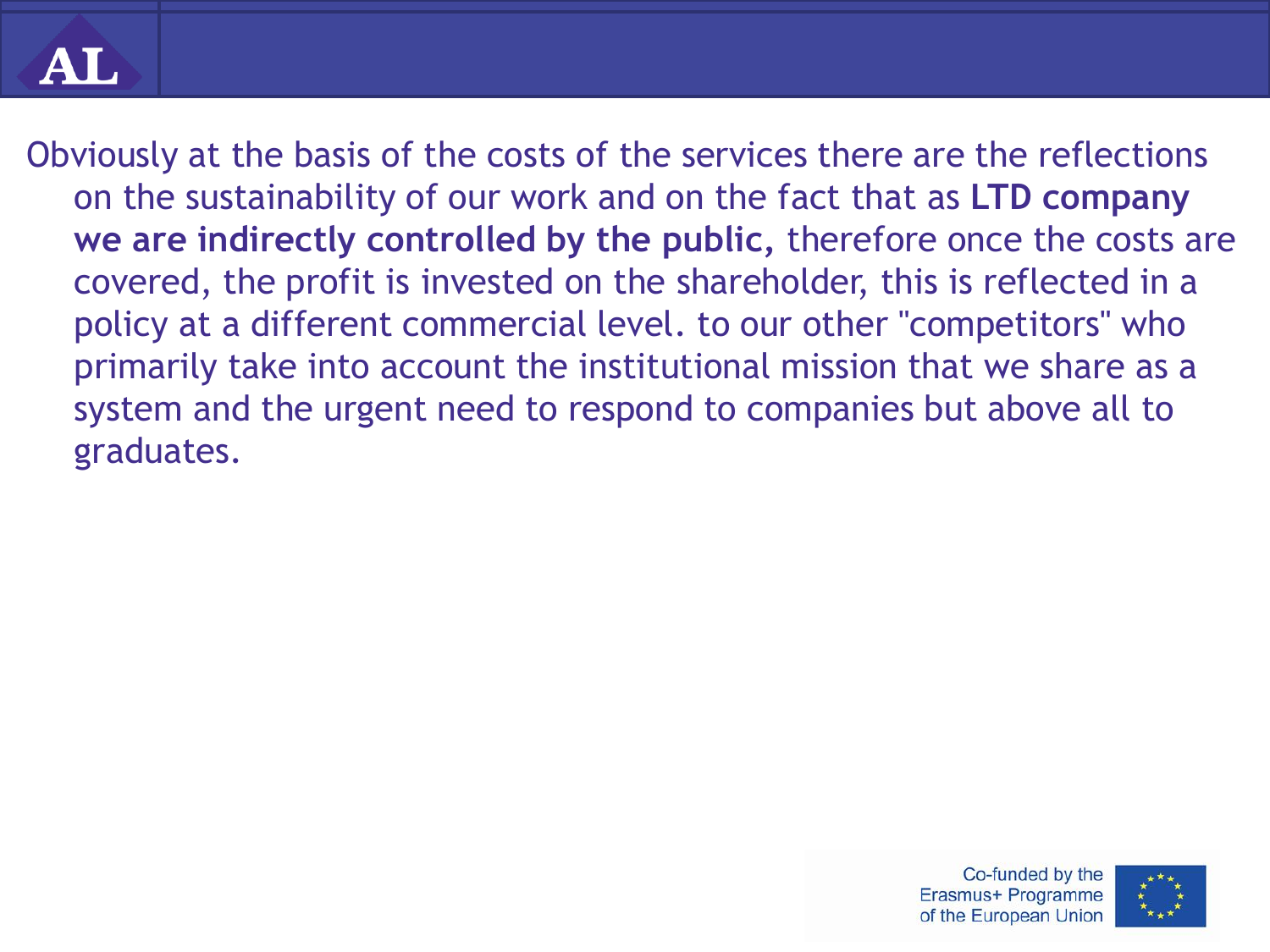Obviously at the basis of the costs of the services there are the reflections on the sustainability of our work and on the fact that as **LTD company we are indirectly controlled by the public,** therefore once the costs are covered, the profit is invested on the shareholder, this is reflected in a policy at a different commercial level. to our other "competitors" who primarily take into account the institutional mission that we share as a system and the urgent need to respond to companies but above all to graduates.

Co-funded by the Erasmus+ Programme of the European Union